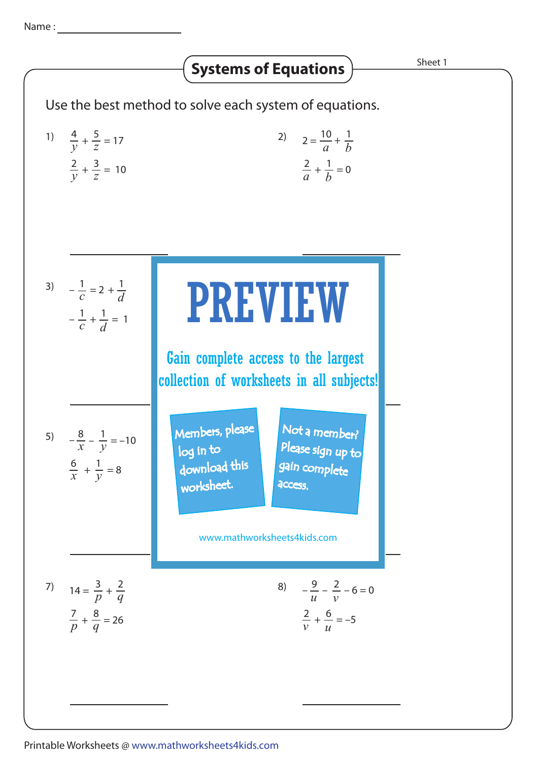Name : ____________________

# Systems of Equations

Sheet 1

Use the best method to solve each system of equations.

1) $\frac{4}{y} + \frac{5}{z} = 17$

$\frac{2}{y} + \frac{3}{z} = 10$

2) $2 = \frac{10}{a} + \frac{1}{b}$

$\frac{2}{a} + \frac{1}{b} = 0$

3) $-\frac{1}{c} = 2 + \frac{1}{d}$

$-\frac{1}{c} + \frac{1}{d} = 1$

5) $-\frac{8}{x} - \frac{1}{y} = -10$

$\frac{6}{x} + \frac{1}{y} = 8$

PREVIEW

Gain complete access to the largest collection of worksheets in all subjects!

Members, please log in to download this worksheet.

Not a member? Please sign up to gain complete access.

www.mathworksheets4kids.com

7) $14 = \frac{3}{p} + \frac{2}{q}$

$\frac{7}{p} + \frac{8}{q} = 26$

8) $-\frac{9}{u} - \frac{2}{v} - 6 = 0$

$\frac{2}{v} + \frac{6}{u} = -5$

Printable Worksheets @ www.mathworksheets4kids.com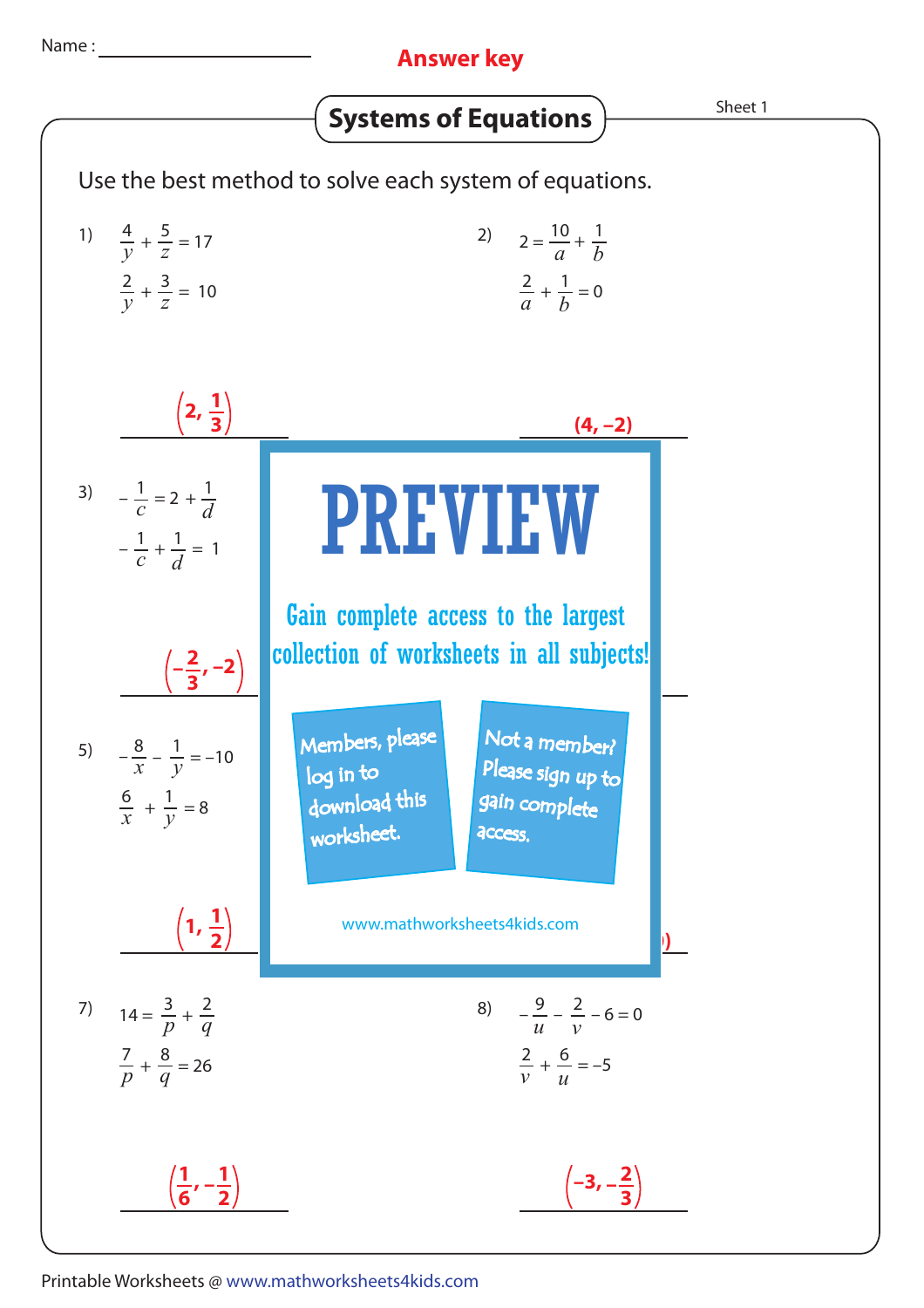Name : ________________

**Answer key**

# Systems of Equations

Sheet 1

Use the best method to solve each system of equations.

1) $\frac{4}{y} + \frac{5}{z} = 17$

$\frac{2}{y} + \frac{3}{z} = 10$

$\left(2, \frac{1}{3}\right)$

2) $2 = \frac{10}{a} + \frac{1}{b}$

$\frac{2}{a} + \frac{1}{b} = 0$

$(4, -2)$

3) $-\frac{1}{c} = 2 + \frac{1}{d}$

$-\frac{1}{c} + \frac{1}{d} = 1$

$\left(-\frac{2}{3}, -2\right)$

5) $-\frac{8}{x} - \frac{1}{y} = -10$

$\frac{6}{x} + \frac{1}{y} = 8$

$\left(1, \frac{1}{2}\right)$

7) $14 = \frac{3}{p} + \frac{2}{q}$

$\frac{7}{p} + \frac{8}{q} = 26$

$\left(\frac{1}{6}, -\frac{1}{2}\right)$

8) $-\frac{9}{u} - \frac{2}{v} - 6 = 0$

$\frac{2}{v} + \frac{6}{u} = -5$

$\left(-3, -\frac{2}{3}\right)$

PREVIEW

Gain complete access to the largest collection of worksheets in all subjects!

Members, please log in to download this worksheet.

Not a member? Please sign up to gain complete access.

www.mathworksheets4kids.com

Printable Worksheets @ www.mathworksheets4kids.com